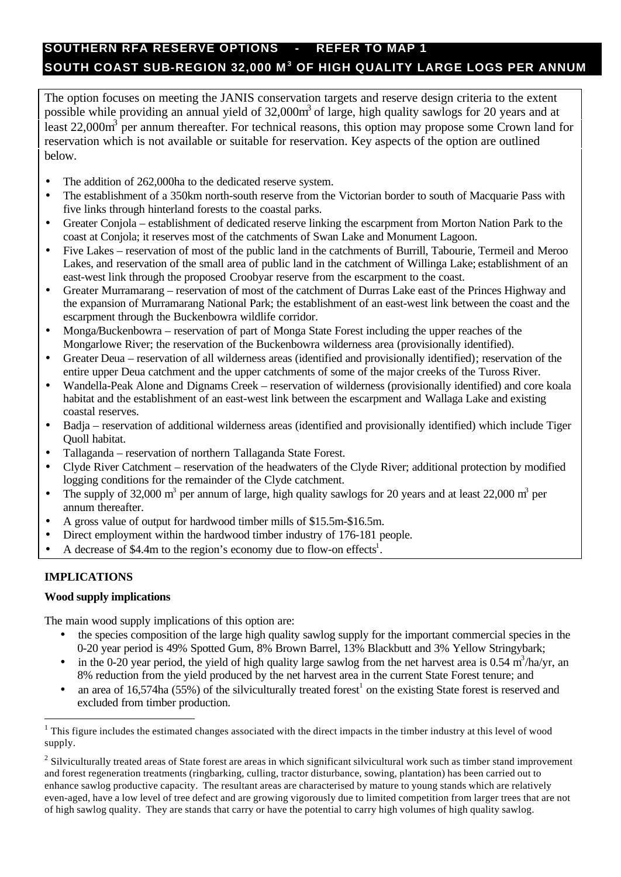# SOUTHERN RFA RESERVE OPTIONS - REFER TO MAP 1

# SOUTH COAST SUB-REGION 32,000 M$^3$ OF HIGH QUALITY LARGE LOGS PER ANNUM

The option focuses on meeting the JANIS conservation targets and reserve design criteria to the extent possible while providing an annual yield of 32,000m$^3$ of large, high quality sawlogs for 20 years and at least 22,000m$^3$ per annum thereafter. For technical reasons, this option may propose some Crown land for reservation which is not available or suitable for reservation. Key aspects of the option are outlined below.

- The addition of 262,000ha to the dedicated reserve system.
- The establishment of a 350km north-south reserve from the Victorian border to south of Macquarie Pass with five links through hinterland forests to the coastal parks.
- Greater Conjola – establishment of dedicated reserve linking the escarpment from Morton Nation Park to the coast at Conjola; it reserves most of the catchments of Swan Lake and Monument Lagoon.
- Five Lakes – reservation of most of the public land in the catchments of Burrill, Tabourie, Termeil and Meroo Lakes, and reservation of the small area of public land in the catchment of Willinga Lake; establishment of an east-west link through the proposed Croobyar reserve from the escarpment to the coast.
- Greater Murramarang – reservation of most of the catchment of Durras Lake east of the Princes Highway and the expansion of Murramarang National Park; the establishment of an east-west link between the coast and the escarpment through the Buckenbowra wildlife corridor.
- Monga/Buckenbowra – reservation of part of Monga State Forest including the upper reaches of the Mongarlowe River; the reservation of the Buckenbowra wilderness area (provisionally identified).
- Greater Deua – reservation of all wilderness areas (identified and provisionally identified); reservation of the entire upper Deua catchment and the upper catchments of some of the major creeks of the Tuross River.
- Wandella-Peak Alone and Dignams Creek – reservation of wilderness (provisionally identified) and core koala habitat and the establishment of an east-west link between the escarpment and Wallaga Lake and existing coastal reserves.
- Badja – reservation of additional wilderness areas (identified and provisionally identified) which include Tiger Quoll habitat.
- Tallaganda – reservation of northern Tallaganda State Forest.
- Clyde River Catchment – reservation of the headwaters of the Clyde River; additional protection by modified logging conditions for the remainder of the Clyde catchment.
- The supply of 32,000 m$^3$ per annum of large, high quality sawlogs for 20 years and at least 22,000 m$^3$ per annum thereafter.
- A gross value of output for hardwood timber mills of $15.5m-$16.5m.
- Direct employment within the hardwood timber industry of 176-181 people.
- A decrease of $4.4m to the region's economy due to flow-on effects[1].

## IMPLICATIONS

### Wood supply implications

The main wood supply implications of this option are:

- the species composition of the large high quality sawlog supply for the important commercial species in the 0-20 year period is 49% Spotted Gum, 8% Brown Barrel, 13% Blackbutt and 3% Yellow Stringybark;
- in the 0-20 year period, the yield of high quality large sawlog from the net harvest area is 0.54 m$^3$/ha/yr, an 8% reduction from the yield produced by the net harvest area in the current State Forest tenure; and
- an area of 16,574ha (55%) of the silviculturally treated forest[1] on the existing State forest is reserved and excluded from timber production.

[1] This figure includes the estimated changes associated with the direct impacts in the timber industry at this level of wood supply.

[2] Silviculturally treated areas of State forest are areas in which significant silvicultural work such as timber stand improvement and forest regeneration treatments (ringbarking, culling, tractor disturbance, sowing, plantation) has been carried out to enhance sawlog productive capacity. The resultant areas are characterised by mature to young stands which are relatively even-aged, have a low level of tree defect and are growing vigorously due to limited competition from larger trees that are not of high sawlog quality. They are stands that carry or have the potential to carry high volumes of high quality sawlog.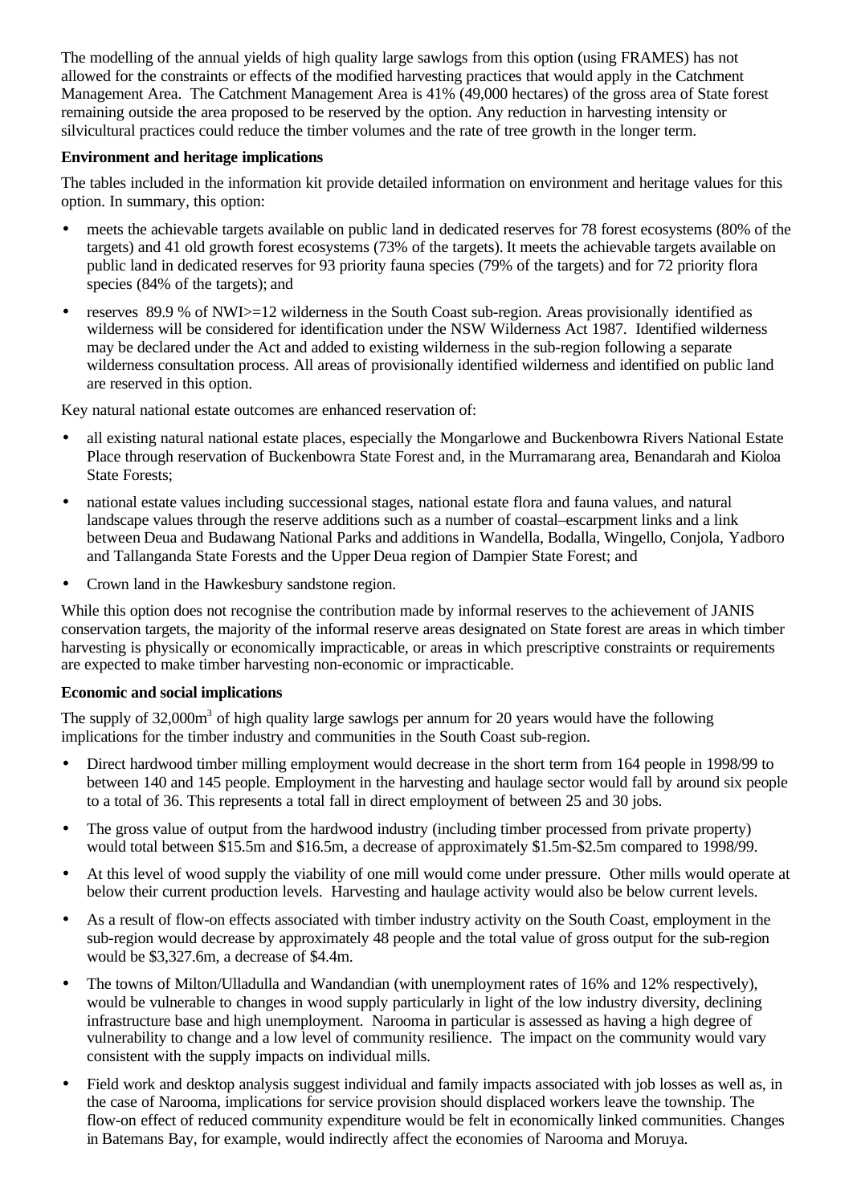The modelling of the annual yields of high quality large sawlogs from this option (using FRAMES) has not allowed for the constraints or effects of the modified harvesting practices that would apply in the Catchment Management Area. The Catchment Management Area is 41% (49,000 hectares) of the gross area of State forest remaining outside the area proposed to be reserved by the option. Any reduction in harvesting intensity or silvicultural practices could reduce the timber volumes and the rate of tree growth in the longer term.

**Environment and heritage implications**

The tables included in the information kit provide detailed information on environment and heritage values for this option. In summary, this option:

- meets the achievable targets available on public land in dedicated reserves for 78 forest ecosystems (80% of the targets) and 41 old growth forest ecosystems (73% of the targets). It meets the achievable targets available on public land in dedicated reserves for 93 priority fauna species (79% of the targets) and for 72 priority flora species (84% of the targets); and
- reserves 89.9 % of NWI>=12 wilderness in the South Coast sub-region. Areas provisionally identified as wilderness will be considered for identification under the NSW Wilderness Act 1987. Identified wilderness may be declared under the Act and added to existing wilderness in the sub-region following a separate wilderness consultation process. All areas of provisionally identified wilderness and identified on public land are reserved in this option.

Key natural national estate outcomes are enhanced reservation of:

- all existing natural national estate places, especially the Mongarlowe and Buckenbowra Rivers National Estate Place through reservation of Buckenbowra State Forest and, in the Murramarang area, Benandarah and Kioloa State Forests;
- national estate values including successional stages, national estate flora and fauna values, and natural landscape values through the reserve additions such as a number of coastal–escarpment links and a link between Deua and Budawang National Parks and additions in Wandella, Bodalla, Wingello, Conjola, Yadboro and Tallanganda State Forests and the Upper Deua region of Dampier State Forest; and
- Crown land in the Hawkesbury sandstone region.

While this option does not recognise the contribution made by informal reserves to the achievement of JANIS conservation targets, the majority of the informal reserve areas designated on State forest are areas in which timber harvesting is physically or economically impracticable, or areas in which prescriptive constraints or requirements are expected to make timber harvesting non-economic or impracticable.

**Economic and social implications**

The supply of 32,000m$^3$ of high quality large sawlogs per annum for 20 years would have the following implications for the timber industry and communities in the South Coast sub-region.

- Direct hardwood timber milling employment would decrease in the short term from 164 people in 1998/99 to between 140 and 145 people. Employment in the harvesting and haulage sector would fall by around six people to a total of 36. This represents a total fall in direct employment of between 25 and 30 jobs.
- The gross value of output from the hardwood industry (including timber processed from private property) would total between \$15.5m and \$16.5m, a decrease of approximately \$1.5m-\$2.5m compared to 1998/99.
- At this level of wood supply the viability of one mill would come under pressure. Other mills would operate at below their current production levels. Harvesting and haulage activity would also be below current levels.
- As a result of flow-on effects associated with timber industry activity on the South Coast, employment in the sub-region would decrease by approximately 48 people and the total value of gross output for the sub-region would be \$3,327.6m, a decrease of \$4.4m.
- The towns of Milton/Ulladulla and Wandandian (with unemployment rates of 16% and 12% respectively), would be vulnerable to changes in wood supply particularly in light of the low industry diversity, declining infrastructure base and high unemployment. Narooma in particular is assessed as having a high degree of vulnerability to change and a low level of community resilience. The impact on the community would vary consistent with the supply impacts on individual mills.
- Field work and desktop analysis suggest individual and family impacts associated with job losses as well as, in the case of Narooma, implications for service provision should displaced workers leave the township. The flow-on effect of reduced community expenditure would be felt in economically linked communities. Changes in Batemans Bay, for example, would indirectly affect the economies of Narooma and Moruya.